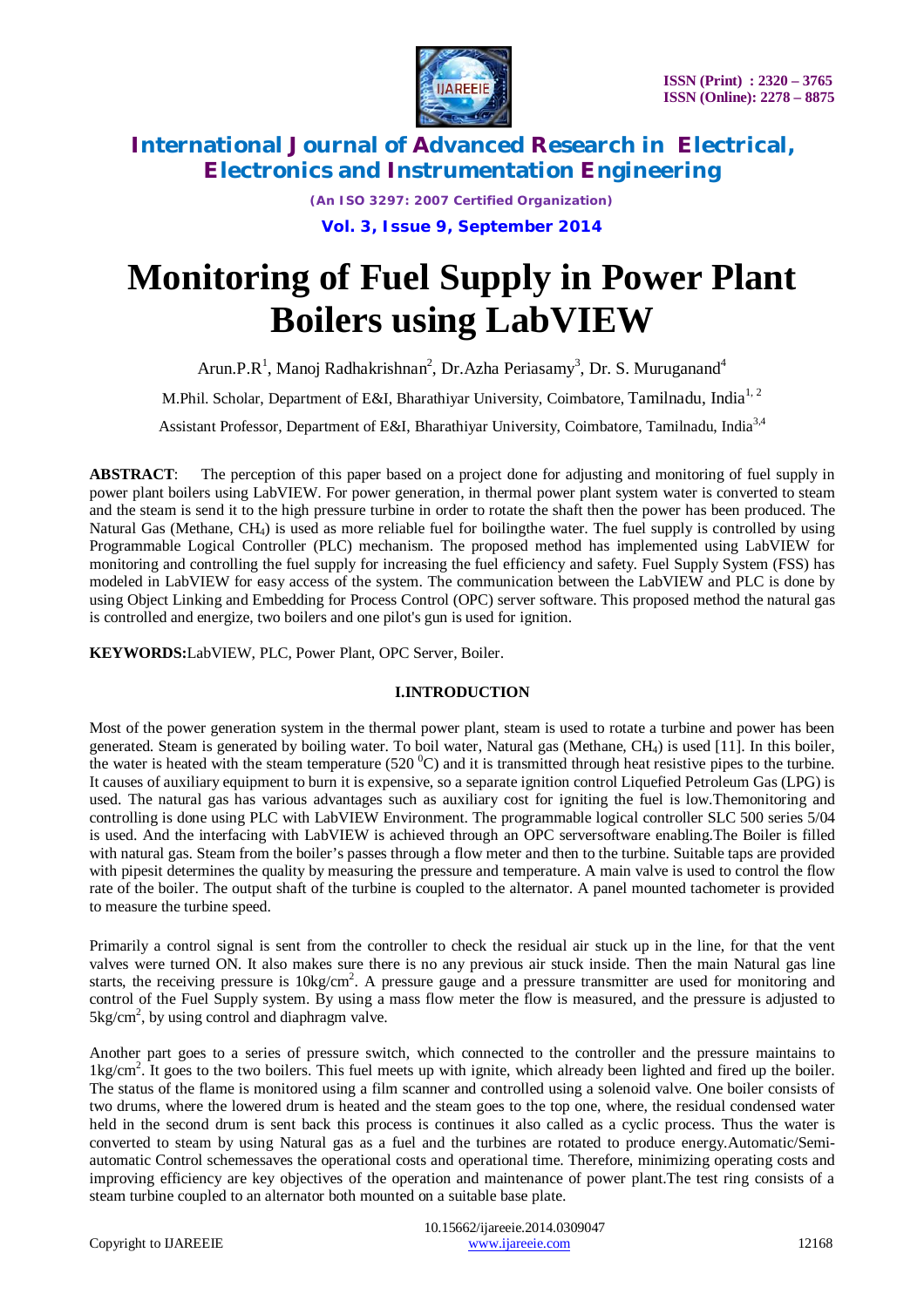# Monitoring of Fuel Supply in Power Plant Boilers using LabVIEW

Arun.P.R[1], Manoj Radhakrishnan[2], Dr.Azha Periasamy[3], Dr. S. Muruganand[4]

M.Phil. Scholar, Department of E&I, Bharathiyar University, Coimbatore, Tamilnadu, India[1, 2]

Assistant Professor, Department of E&I, Bharathiyar University, Coimbatore, Tamilnadu, India[3,4]

**ABSTRACT**: The perception of this paper based on a project done for adjusting and monitoring of fuel supply in power plant boilers using LabVIEW. For power generation, in thermal power plant system water is converted to steam and the steam is send it to the high pressure turbine in order to rotate the shaft then the power has been produced. The Natural Gas (Methane, $CH_4$) is used as more reliable fuel for boilingthe water. The fuel supply is controlled by using Programmable Logical Controller (PLC) mechanism. The proposed method has implemented using LabVIEW for monitoring and controlling the fuel supply for increasing the fuel efficiency and safety. Fuel Supply System (FSS) has modeled in LabVIEW for easy access of the system. The communication between the LabVIEW and PLC is done by using Object Linking and Embedding for Process Control (OPC) server software. This proposed method the natural gas is controlled and energize, two boilers and one pilot's gun is used for ignition.

**KEYWORDS:**LabVIEW, PLC, Power Plant, OPC Server, Boiler.

## I.INTRODUCTION

Most of the power generation system in the thermal power plant, steam is used to rotate a turbine and power has been generated. Steam is generated by boiling water. To boil water, Natural gas (Methane, $CH_4$) is used [11]. In this boiler, the water is heated with the steam temperature (520 $^0$C) and it is transmitted through heat resistive pipes to the turbine. It causes of auxiliary equipment to burn it is expensive, so a separate ignition control Liquefied Petroleum Gas (LPG) is used. The natural gas has various advantages such as auxiliary cost for igniting the fuel is low.Themonitoring and controlling is done using PLC with LabVIEW Environment. The programmable logical controller SLC 500 series 5/04 is used. And the interfacing with LabVIEW is achieved through an OPC serversoftware enabling.The Boiler is filled with natural gas. Steam from the boiler's passes through a flow meter and then to the turbine. Suitable taps are provided with pipesit determines the quality by measuring the pressure and temperature. A main valve is used to control the flow rate of the boiler. The output shaft of the turbine is coupled to the alternator. A panel mounted tachometer is provided to measure the turbine speed.

Primarily a control signal is sent from the controller to check the residual air stuck up in the line, for that the vent valves were turned ON. It also makes sure there is no any previous air stuck inside. Then the main Natural gas line starts, the receiving pressure is 10kg/cm$^2$. A pressure gauge and a pressure transmitter are used for monitoring and control of the Fuel Supply system. By using a mass flow meter the flow is measured, and the pressure is adjusted to 5kg/cm$^2$, by using control and diaphragm valve.

Another part goes to a series of pressure switch, which connected to the controller and the pressure maintains to 1kg/cm$^2$. It goes to the two boilers. This fuel meets up with ignite, which already been lighted and fired up the boiler. The status of the flame is monitored using a film scanner and controlled using a solenoid valve. One boiler consists of two drums, where the lowered drum is heated and the steam goes to the top one, where, the residual condensed water held in the second drum is sent back this process is continues it also called as a cyclic process. Thus the water is converted to steam by using Natural gas as a fuel and the turbines are rotated to produce energy.Automatic/Semi-automatic Control schemessaves the operational costs and operational time. Therefore, minimizing operating costs and improving efficiency are key objectives of the operation and maintenance of power plant.The test ring consists of a steam turbine coupled to an alternator both mounted on a suitable base plate.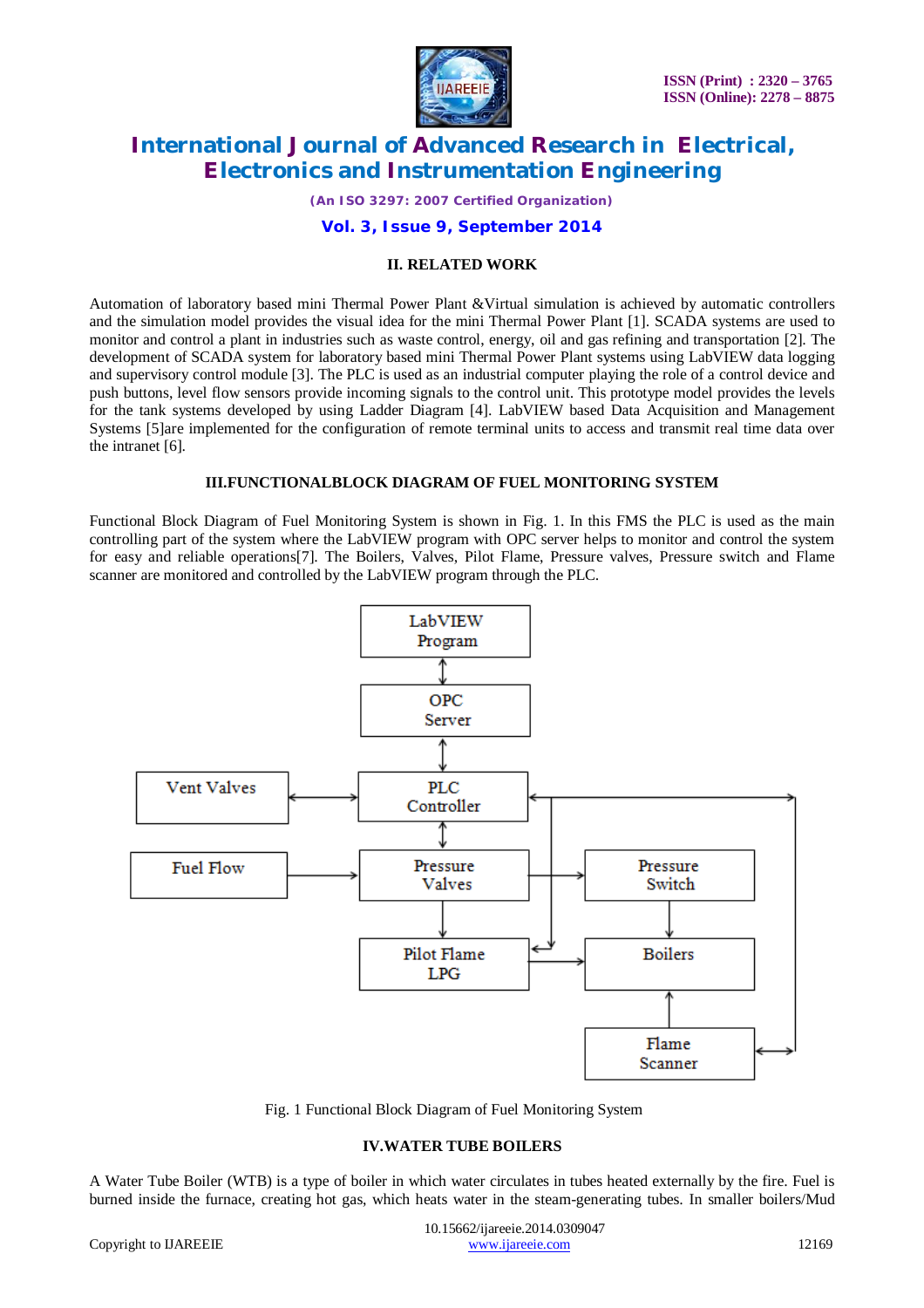## II. RELATED WORK

Automation of laboratory based mini Thermal Power Plant &Virtual simulation is achieved by automatic controllers and the simulation model provides the visual idea for the mini Thermal Power Plant [1]. SCADA systems are used to monitor and control a plant in industries such as waste control, energy, oil and gas refining and transportation [2]. The development of SCADA system for laboratory based mini Thermal Power Plant systems using LabVIEW data logging and supervisory control module [3]. The PLC is used as an industrial computer playing the role of a control device and push buttons, level flow sensors provide incoming signals to the control unit. This prototype model provides the levels for the tank systems developed by using Ladder Diagram [4]. LabVIEW based Data Acquisition and Management Systems [5]are implemented for the configuration of remote terminal units to access and transmit real time data over the intranet [6].

## III.FUNCTIONALBLOCK DIAGRAM OF FUEL MONITORING SYSTEM

Functional Block Diagram of Fuel Monitoring System is shown in Fig. 1. In this FMS the PLC is used as the main controlling part of the system where the LabVIEW program with OPC server helps to monitor and control the system for easy and reliable operations[7]. The Boilers, Valves, Pilot Flame, Pressure valves, Pressure switch and Flame scanner are monitored and controlled by the LabVIEW program through the PLC.

Fig. 1 Functional Block Diagram of Fuel Monitoring System

## IV.WATER TUBE BOILERS

A Water Tube Boiler (WTB) is a type of boiler in which water circulates in tubes heated externally by the fire. Fuel is burned inside the furnace, creating hot gas, which heats water in the steam-generating tubes. In smaller boilers/Mud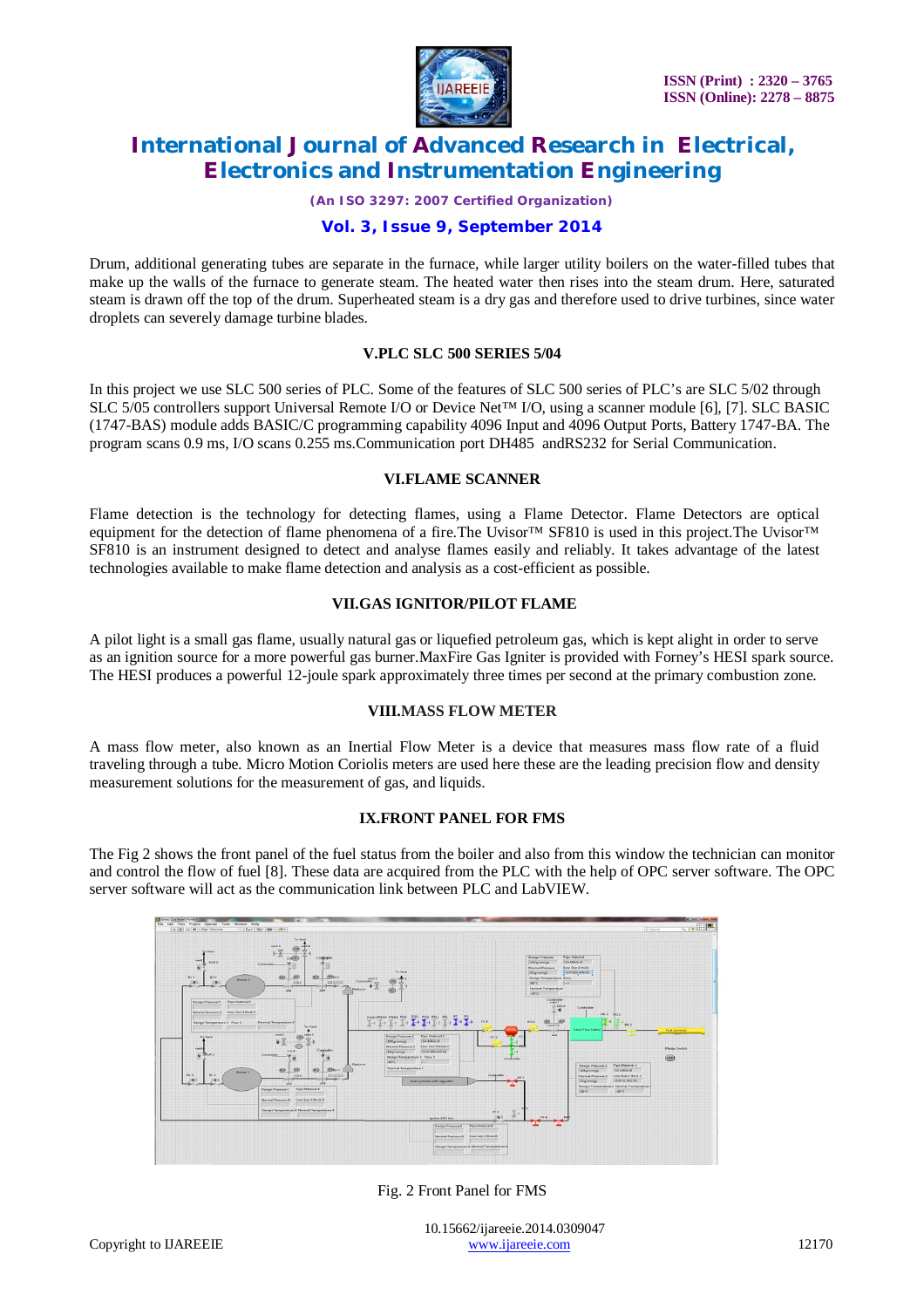Drum, additional generating tubes are separate in the furnace, while larger utility boilers on the water-filled tubes that make up the walls of the furnace to generate steam. The heated water then rises into the steam drum. Here, saturated steam is drawn off the top of the drum. Superheated steam is a dry gas and therefore used to drive turbines, since water droplets can severely damage turbine blades.

## V.PLC SLC 500 SERIES 5/04

In this project we use SLC 500 series of PLC. Some of the features of SLC 500 series of PLC's are SLC 5/02 through SLC 5/05 controllers support Universal Remote I/O or Device Net™ I/O, using a scanner module [6], [7]. SLC BASIC (1747-BAS) module adds BASIC/C programming capability 4096 Input and 4096 Output Ports, Battery 1747-BA. The program scans 0.9 ms, I/O scans 0.255 ms.Communication port DH485 andRS232 for Serial Communication.

## VI.FLAME SCANNER

Flame detection is the technology for detecting flames, using a Flame Detector. Flame Detectors are optical equipment for the detection of flame phenomena of a fire.The Uvisor™ SF810 is used in this project.The Uvisor™ SF810 is an instrument designed to detect and analyse flames easily and reliably. It takes advantage of the latest technologies available to make flame detection and analysis as a cost-efficient as possible.

## VII.GAS IGNITOR/PILOT FLAME

A pilot light is a small gas flame, usually natural gas or liquefied petroleum gas, which is kept alight in order to serve as an ignition source for a more powerful gas burner.MaxFire Gas Igniter is provided with Forney's HESI spark source. The HESI produces a powerful 12-joule spark approximately three times per second at the primary combustion zone.

## VIII.MASS FLOW METER

A mass flow meter, also known as an Inertial Flow Meter is a device that measures mass flow rate of a fluid traveling through a tube. Micro Motion Coriolis meters are used here these are the leading precision flow and density measurement solutions for the measurement of gas, and liquids.

## IX.FRONT PANEL FOR FMS

The Fig 2 shows the front panel of the fuel status from the boiler and also from this window the technician can monitor and control the flow of fuel [8]. These data are acquired from the PLC with the help of OPC server software. The OPC server software will act as the communication link between PLC and LabVIEW.

Fig. 2 Front Panel for FMS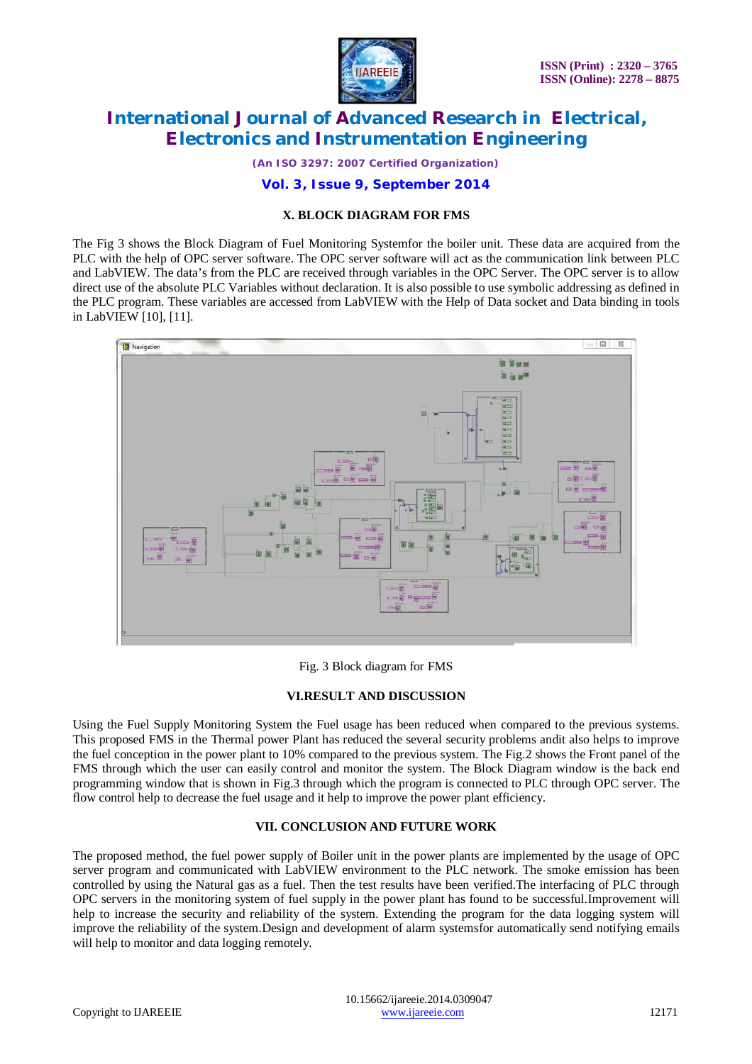### X. BLOCK DIAGRAM FOR FMS

The Fig 3 shows the Block Diagram of Fuel Monitoring Systemfor the boiler unit. These data are acquired from the PLC with the help of OPC server software. The OPC server software will act as the communication link between PLC and LabVIEW. The data's from the PLC are received through variables in the OPC Server. The OPC server is to allow direct use of the absolute PLC Variables without declaration. It is also possible to use symbolic addressing as defined in the PLC program. These variables are accessed from LabVIEW with the Help of Data socket and Data binding in tools in LabVIEW [10], [11].

Fig. 3 Block diagram for FMS

### VI.RESULT AND DISCUSSION

Using the Fuel Supply Monitoring System the Fuel usage has been reduced when compared to the previous systems. This proposed FMS in the Thermal power Plant has reduced the several security problems andit also helps to improve the fuel conception in the power plant to 10% compared to the previous system. The Fig.2 shows the Front panel of the FMS through which the user can easily control and monitor the system. The Block Diagram window is the back end programming window that is shown in Fig.3 through which the program is connected to PLC through OPC server. The flow control help to decrease the fuel usage and it help to improve the power plant efficiency.

### VII. CONCLUSION AND FUTURE WORK

The proposed method, the fuel power supply of Boiler unit in the power plants are implemented by the usage of OPC server program and communicated with LabVIEW environment to the PLC network. The smoke emission has been controlled by using the Natural gas as a fuel. Then the test results have been verified.The interfacing of PLC through OPC servers in the monitoring system of fuel supply in the power plant has found to be successful.Improvement will help to increase the security and reliability of the system. Extending the program for the data logging system will improve the reliability of the system.Design and development of alarm systemsfor automatically send notifying emails will help to monitor and data logging remotely.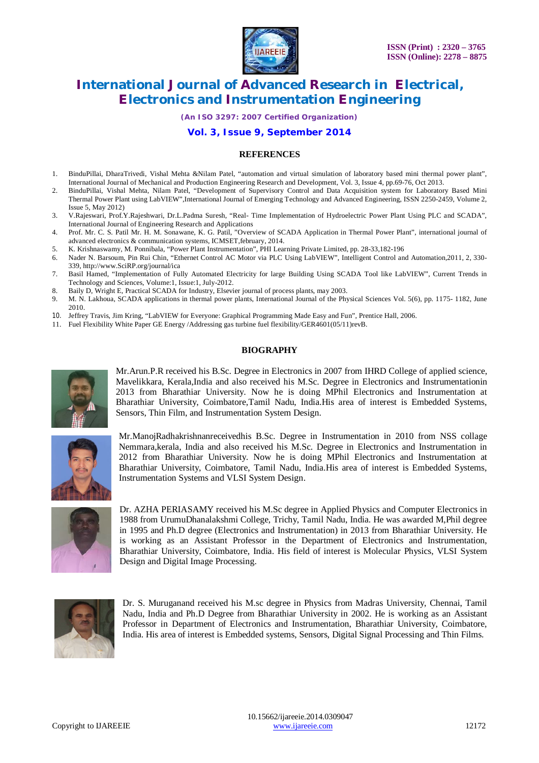## REFERENCES

1. BinduPillai, DharaTrivedi, Vishal Mehta &Nilam Patel, "automation and virtual simulation of laboratory based mini thermal power plant", International Journal of Mechanical and Production Engineering Research and Development, Vol. 3, Issue 4, pp.69-76, Oct 2013.
2. BinduPillai, Vishal Mehta, Nilam Patel, "Development of Supervisory Control and Data Acquisition system for Laboratory Based Mini Thermal Power Plant using LabVIEW",International Journal of Emerging Technology and Advanced Engineering, ISSN 2250-2459, Volume 2, Issue 5, May 2012)
3. V.Rajeswari, Prof.Y.Rajeshwari, Dr.L.Padma Suresh, "Real- Time Implementation of Hydroelectric Power Plant Using PLC and SCADA", International Journal of Engineering Research and Applications
4. Prof. Mr. C. S. Patil Mr. H. M. Sonawane, K. G. Patil, "Overview of SCADA Application in Thermal Power Plant", international journal of advanced electronics & communication systems, ICMSET,february, 2014.
5. K. Krishnaswamy, M. Ponnibala, "Power Plant Instrumentation", PHI Learning Private Limited, pp. 28-33,182-196
6. Nader N. Barsoum, Pin Rui Chin, "Ethernet Control AC Motor via PLC Using LabVIEW", Intelligent Control and Automation,2011, 2, 330-339, http://www.SciRP.org/journal/ica
7. Basil Hamed, "Implementation of Fully Automated Electricity for large Building Using SCADA Tool like LabVIEW", Current Trends in Technology and Sciences, Volume:1, Issue:1, July-2012.
8. Baily D, Wright E, Practical SCADA for Industry, Elsevier journal of process plants, may 2003.
9. M. N. Lakhoua, SCADA applications in thermal power plants, International Journal of the Physical Sciences Vol. 5(6), pp. 1175- 1182, June 2010.
10. Jeffrey Travis, Jim Kring, "LabVIEW for Everyone: Graphical Programming Made Easy and Fun", Prentice Hall, 2006.
11. Fuel Flexibility White Paper GE Energy /Addressing gas turbine fuel flexibility/GER4601(05/11)revB.

## BIOGRAPHY

Mr.Arun.P.R received his B.Sc. Degree in Electronics in 2007 from IHRD College of applied science, Mavelikkara, Kerala,India and also received his M.Sc. Degree in Electronics and Instrumentationin 2013 from Bharathiar University. Now he is doing MPhil Electronics and Instrumentation at Bharathiar University, Coimbatore,Tamil Nadu, India.His area of interest is Embedded Systems, Sensors, Thin Film, and Instrumentation System Design.

Mr.ManojRadhakrishnanreceivedhis B.Sc. Degree in Instrumentation in 2010 from NSS collage Nemmara,kerala, India and also received his M.Sc. Degree in Electronics and Instrumentation in 2012 from Bharathiar University. Now he is doing MPhil Electronics and Instrumentation at Bharathiar University, Coimbatore, Tamil Nadu, India.His area of interest is Embedded Systems, Instrumentation Systems and VLSI System Design.

Dr. AZHA PERIASAMY received his M.Sc degree in Applied Physics and Computer Electronics in 1988 from UrumuDhanalakshmi College, Trichy, Tamil Nadu, India. He was awarded M,Phil degree in 1995 and Ph.D degree (Electronics and Instrumentation) in 2013 from Bharathiar University. He is working as an Assistant Professor in the Department of Electronics and Instrumentation, Bharathiar University, Coimbatore, India. His field of interest is Molecular Physics, VLSI System Design and Digital Image Processing.

Dr. S. Muruganand received his M.sc degree in Physics from Madras University, Chennai, Tamil Nadu, India and Ph.D Degree from Bharathiar University in 2002. He is working as an Assistant Professor in Department of Electronics and Instrumentation, Bharathiar University, Coimbatore, India. His area of interest is Embedded systems, Sensors, Digital Signal Processing and Thin Films.